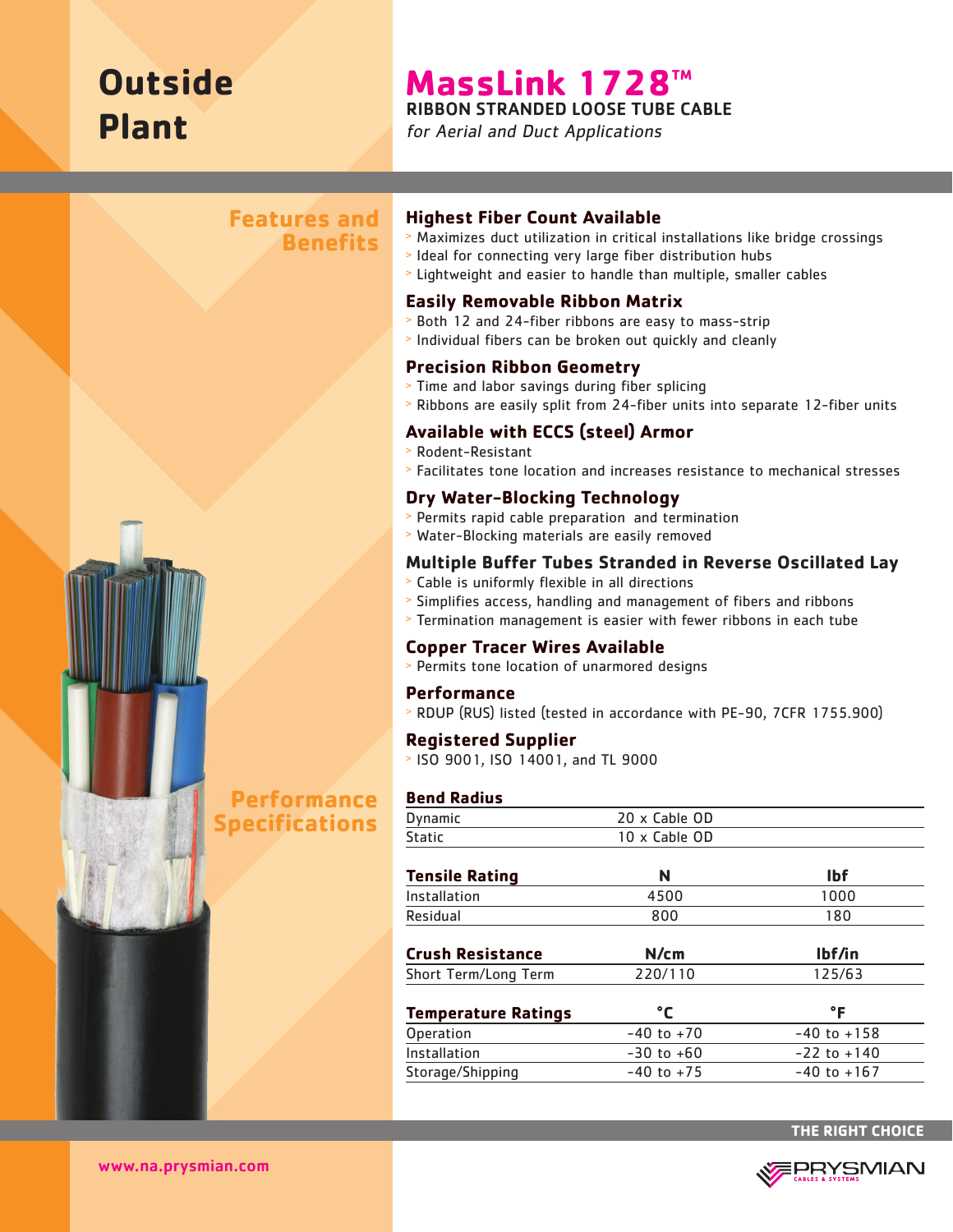# Outside Plant

# MassLink 1728™

## RIBBON STRANDED LOOSE TUBE CABLE

*for Aerial and Duct Applications*

## Features and Benefits

### Highest Fiber Count Available
- Maximizes duct utilization in critical installations like bridge crossings
- Ideal for connecting very large fiber distribution hubs
- Lightweight and easier to handle than multiple, smaller cables

### Easily Removable Ribbon Matrix
- Both 12 and 24-fiber ribbons are easy to mass-strip
- Individual fibers can be broken out quickly and cleanly

### Precision Ribbon Geometry
- Time and labor savings during fiber splicing
- Ribbons are easily split from 24-fiber units into separate 12-fiber units

### Available with ECCS (steel) Armor
- Rodent-Resistant
- Facilitates tone location and increases resistance to mechanical stresses

### Dry Water-Blocking Technology
- Permits rapid cable preparation and termination
- Water-Blocking materials are easily removed

### Multiple Buffer Tubes Stranded in Reverse Oscillated Lay
- Cable is uniformly flexible in all directions
- Simplifies access, handling and management of fibers and ribbons
- Termination management is easier with fewer ribbons in each tube

### Copper Tracer Wires Available
- Permits tone location of unarmored designs

### Performance
- RDUP (RUS) listed (tested in accordance with PE-90, 7CFR 1755.900)

### Registered Supplier
- ISO 9001, ISO 14001, and TL 9000

## Performance Specifications

| Bend Radius | |
|---|---|
| Dynamic | 20 x Cable OD |
| Static | 10 x Cable OD |

| Tensile Rating | N | lbf |
|---|---|---|
| Installation | 4500 | 1000 |
| Residual | 800 | 180 |

| Crush Resistance | N/cm | lbf/in |
|---|---|---|
| Short Term/Long Term | 220/110 | 125/63 |

| Temperature Ratings | °C | °F |
|---|---|---|
| Operation | -40 to +70 | -40 to +158 |
| Installation | -30 to +60 | -22 to +140 |
| Storage/Shipping | -40 to +75 | -40 to +167 |

THE RIGHT CHOICE

www.na.prysmian.com

PRYSMIAN CABLES & SYSTEMS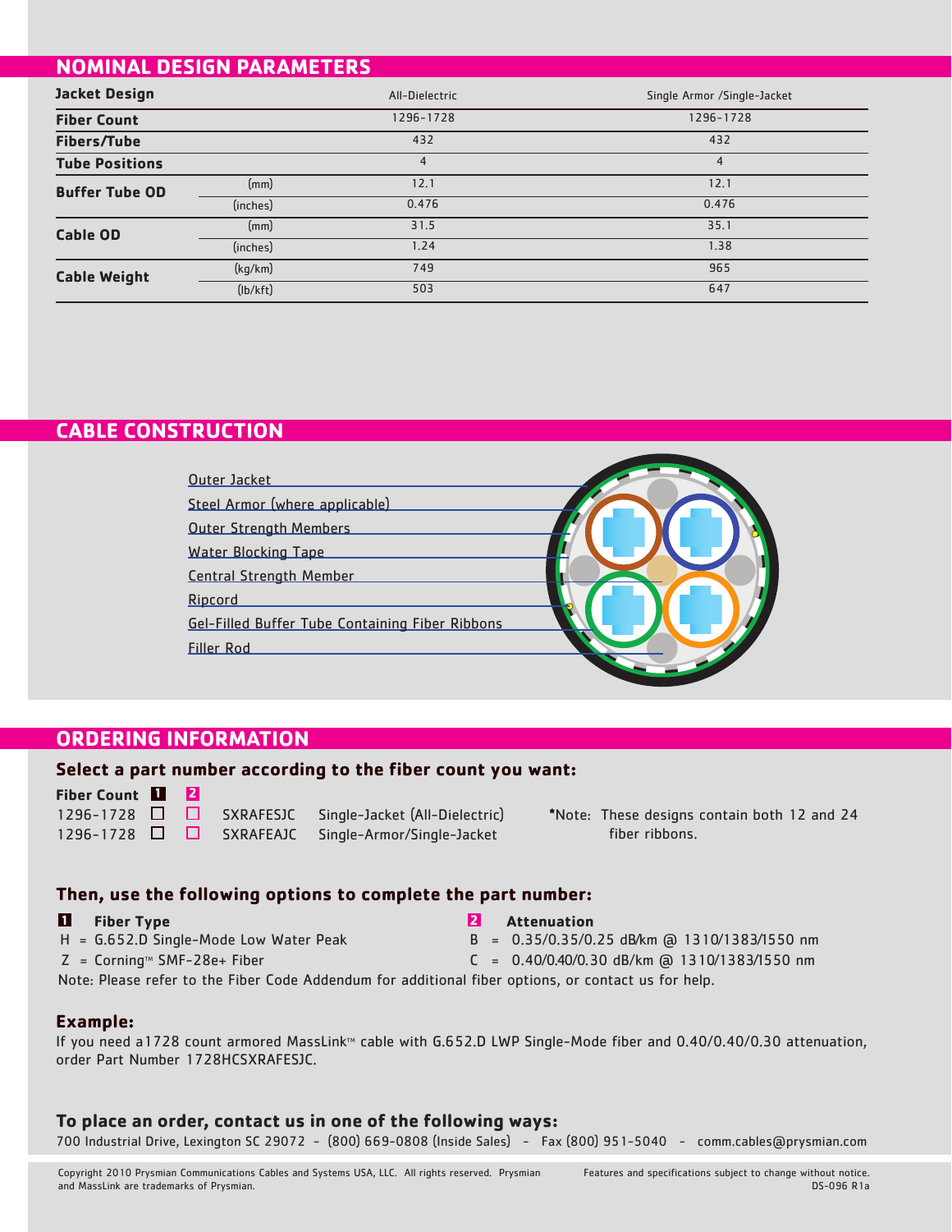## NOMINAL DESIGN PARAMETERS

| Jacket Design | | All-Dielectric | Single Armor /Single-Jacket |
|---|---|---|---|
| **Fiber Count** | | 1296-1728 | 1296-1728 |
| **Fibers/Tube** | | 432 | 432 |
| **Tube Positions** | | 4 | 4 |
| **Buffer Tube OD** | (mm) | 12.1 | 12.1 |
| | (inches) | 0.476 | 0.476 |
| **Cable OD** | (mm) | 31.5 | 35.1 |
| | (inches) | 1.24 | 1.38 |
| **Cable Weight** | (kg/km) | 749 | 965 |
| | (lb/kft) | 503 | 647 |

## CABLE CONSTRUCTION

Outer Jacket

Steel Armor (where applicable)

Outer Strength Members

Water Blocking Tape

Central Strength Member

Ripcord

Gel-Filled Buffer Tube Containing Fiber Ribbons

Filler Rod

## ORDERING INFORMATION

### Select a part number according to the fiber count you want:

| Fiber Count | 1 | 2 | | |
|---|---|---|---|---|
| 1296-1728 | ☐ | ☐ | SXRAFESJC | Single-Jacket (All-Dielectric) |
| 1296-1728 | ☐ | ☐ | SXRAFEAJC | Single-Armor/Single-Jacket |

*Note: These designs contain both 12 and 24 fiber ribbons.

### Then, use the following options to complete the part number:

**1 Fiber Type**

H = G.652.D Single-Mode Low Water Peak

Z = Corning™ SMF-28e+ Fiber

**2 Attenuation**

B = 0.35/0.35/0.25 dB/km @ 1310/1383/1550 nm

C = 0.40/0.40/0.30 dB/km @ 1310/1383/1550 nm

Note: Please refer to the Fiber Code Addendum for additional fiber options, or contact us for help.

### Example:

If you need a1728 count armored MassLink™ cable with G.652.D LWP Single-Mode fiber and 0.40/0.40/0.30 attenuation, order Part Number 1728HCSXRAFESJC.

### To place an order, contact us in one of the following ways:

700 Industrial Drive, Lexington SC 29072 - (800) 669-0808 (Inside Sales) - Fax (800) 951-5040 - comm.cables@prysmian.com

Copyright 2010 Prysmian Communications Cables and Systems USA, LLC. All rights reserved. Prysmian and MassLink are trademarks of Prysmian.

Features and specifications subject to change without notice.
DS-096 R1a